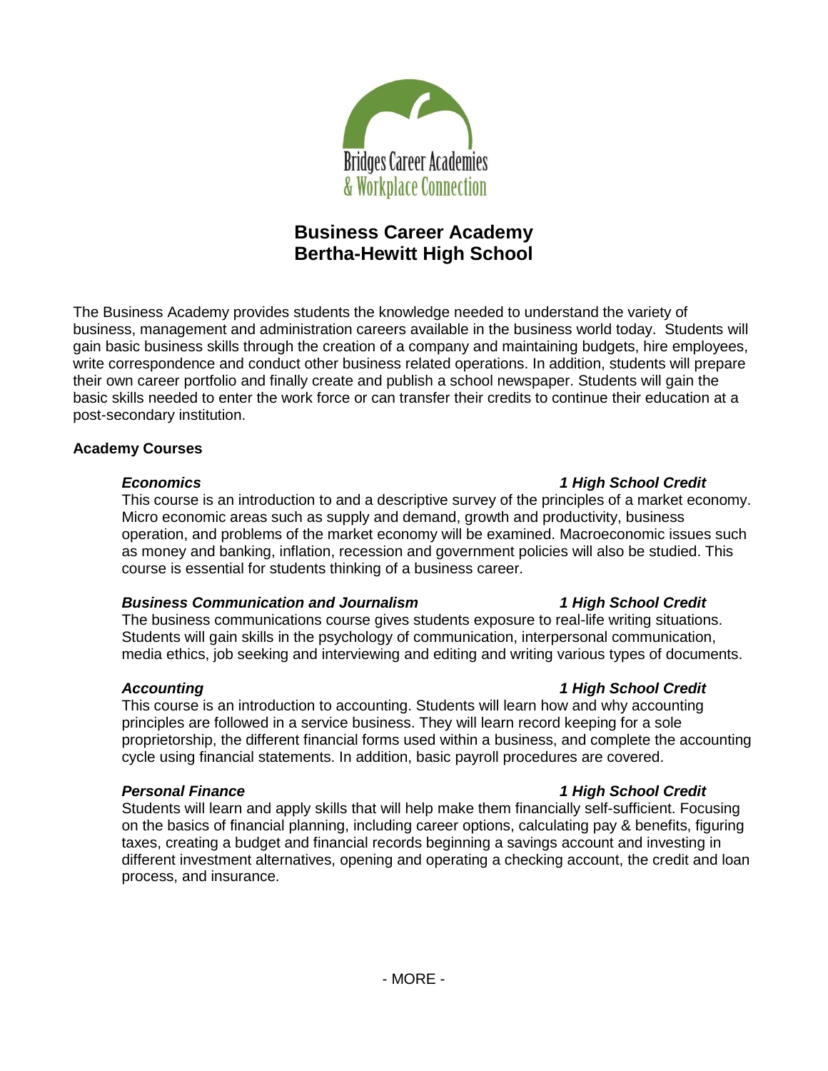Bridges Career Academies & Workplace Connection

# Business Career Academy
# Bertha-Hewitt High School

The Business Academy provides students the knowledge needed to understand the variety of business, management and administration careers available in the business world today. Students will gain basic business skills through the creation of a company and maintaining budgets, hire employees, write correspondence and conduct other business related operations. In addition, students will prepare their own career portfolio and finally create and publish a school newspaper. Students will gain the basic skills needed to enter the work force or can transfer their credits to continue their education at a post-secondary institution.

**Academy Courses**

***Economics*** — ***1 High School Credit***

This course is an introduction to and a descriptive survey of the principles of a market economy. Micro economic areas such as supply and demand, growth and productivity, business operation, and problems of the market economy will be examined. Macroeconomic issues such as money and banking, inflation, recession and government policies will also be studied. This course is essential for students thinking of a business career.

***Business Communication and Journalism*** — ***1 High School Credit***

The business communications course gives students exposure to real-life writing situations. Students will gain skills in the psychology of communication, interpersonal communication, media ethics, job seeking and interviewing and editing and writing various types of documents.

***Accounting*** — ***1 High School Credit***

This course is an introduction to accounting. Students will learn how and why accounting principles are followed in a service business. They will learn record keeping for a sole proprietorship, the different financial forms used within a business, and complete the accounting cycle using financial statements. In addition, basic payroll procedures are covered.

***Personal Finance*** — ***1 High School Credit***

Students will learn and apply skills that will help make them financially self-sufficient. Focusing on the basics of financial planning, including career options, calculating pay & benefits, figuring taxes, creating a budget and financial records beginning a savings account and investing in different investment alternatives, opening and operating a checking account, the credit and loan process, and insurance.

- MORE -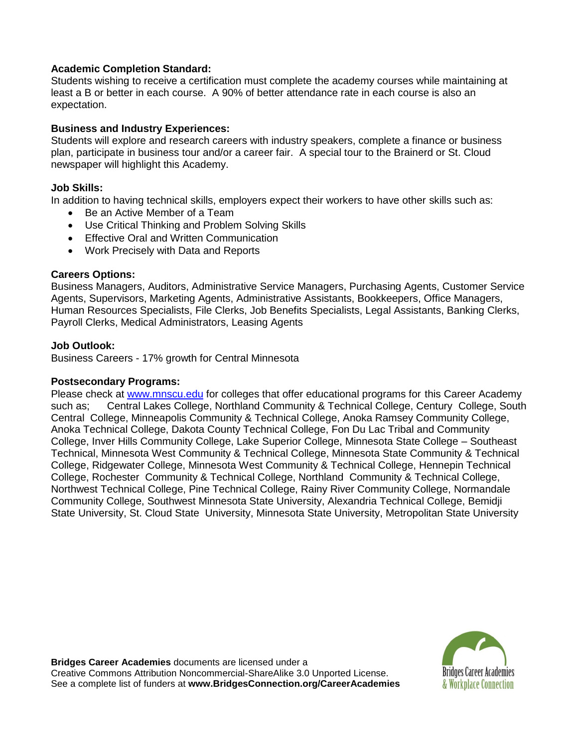**Academic Completion Standard:**
Students wishing to receive a certification must complete the academy courses while maintaining at least a B or better in each course. A 90% of better attendance rate in each course is also an expectation.

**Business and Industry Experiences:**
Students will explore and research careers with industry speakers, complete a finance or business plan, participate in business tour and/or a career fair. A special tour to the Brainerd or St. Cloud newspaper will highlight this Academy.

**Job Skills:**
In addition to having technical skills, employers expect their workers to have other skills such as:

- Be an Active Member of a Team
- Use Critical Thinking and Problem Solving Skills
- Effective Oral and Written Communication
- Work Precisely with Data and Reports

**Careers Options:**
Business Managers, Auditors, Administrative Service Managers, Purchasing Agents, Customer Service Agents, Supervisors, Marketing Agents, Administrative Assistants, Bookkeepers, Office Managers, Human Resources Specialists, File Clerks, Job Benefits Specialists, Legal Assistants, Banking Clerks, Payroll Clerks, Medical Administrators, Leasing Agents

**Job Outlook:**
Business Careers - 17% growth for Central Minnesota

**Postsecondary Programs:**
Please check at www.mnscu.edu for colleges that offer educational programs for this Career Academy such as; Central Lakes College, Northland Community & Technical College, Century College, South Central College, Minneapolis Community & Technical College, Anoka Ramsey Community College, Anoka Technical College, Dakota County Technical College, Fon Du Lac Tribal and Community College, Inver Hills Community College, Lake Superior College, Minnesota State College – Southeast Technical, Minnesota West Community & Technical College, Minnesota State Community & Technical College, Ridgewater College, Minnesota West Community & Technical College, Hennepin Technical College, Rochester Community & Technical College, Northland Community & Technical College, Northwest Technical College, Pine Technical College, Rainy River Community College, Normandale Community College, Southwest Minnesota State University, Alexandria Technical College, Bemidji State University, St. Cloud State University, Minnesota State University, Metropolitan State University

**Bridges Career Academies** documents are licensed under a
Creative Commons Attribution Noncommercial-ShareAlike 3.0 Unported License.
See a complete list of funders at **www.BridgesConnection.org/CareerAcademies**

Bridges Career Academies & Workplace Connection